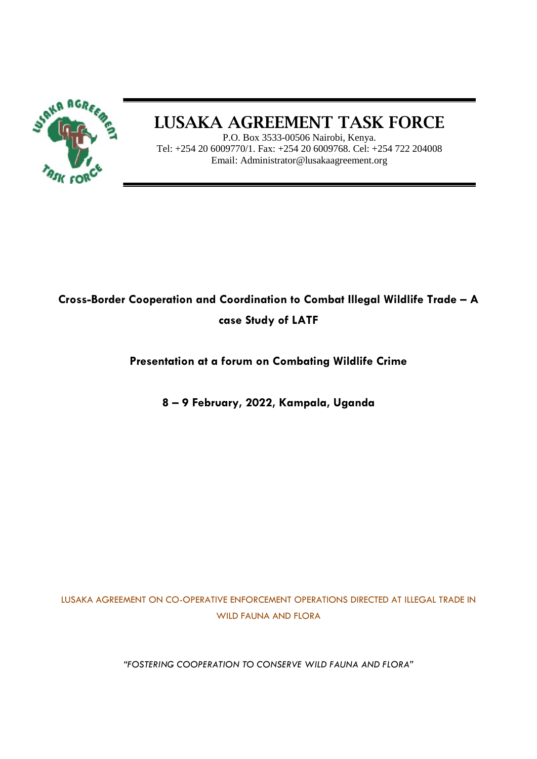# LUSAKA AGREEMENT TASK FORCE

P.O. Box 3533-00506 Nairobi, Kenya.
Tel: +254 20 6009770/1. Fax: +254 20 6009768. Cel: +254 722 204008
Email: Administrator@lusakaagreement.org

## Cross-Border Cooperation and Coordination to Combat Illegal Wildlife Trade – A case Study of LATF

**Presentation at a forum on Combating Wildlife Crime**

**8 – 9 February, 2022, Kampala, Uganda**

LUSAKA AGREEMENT ON CO-OPERATIVE ENFORCEMENT OPERATIONS DIRECTED AT ILLEGAL TRADE IN WILD FAUNA AND FLORA

*"FOSTERING COOPERATION TO CONSERVE WILD FAUNA AND FLORA"*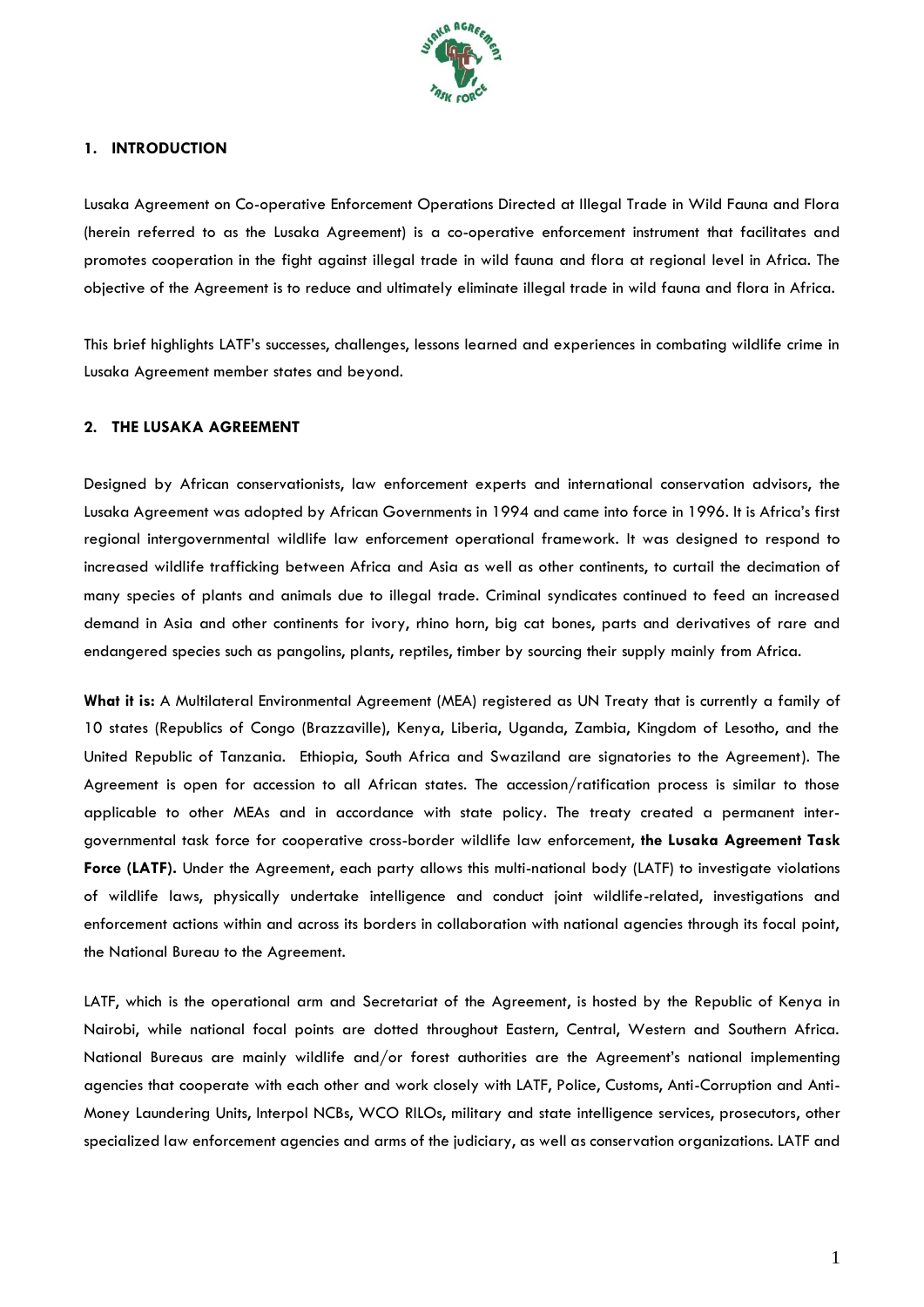## 1. INTRODUCTION

Lusaka Agreement on Co-operative Enforcement Operations Directed at Illegal Trade in Wild Fauna and Flora (herein referred to as the Lusaka Agreement) is a co-operative enforcement instrument that facilitates and promotes cooperation in the fight against illegal trade in wild fauna and flora at regional level in Africa. The objective of the Agreement is to reduce and ultimately eliminate illegal trade in wild fauna and flora in Africa.

This brief highlights LATF's successes, challenges, lessons learned and experiences in combating wildlife crime in Lusaka Agreement member states and beyond.

## 2. THE LUSAKA AGREEMENT

Designed by African conservationists, law enforcement experts and international conservation advisors, the Lusaka Agreement was adopted by African Governments in 1994 and came into force in 1996. It is Africa's first regional intergovernmental wildlife law enforcement operational framework. It was designed to respond to increased wildlife trafficking between Africa and Asia as well as other continents, to curtail the decimation of many species of plants and animals due to illegal trade. Criminal syndicates continued to feed an increased demand in Asia and other continents for ivory, rhino horn, big cat bones, parts and derivatives of rare and endangered species such as pangolins, plants, reptiles, timber by sourcing their supply mainly from Africa.

**What it is:** A Multilateral Environmental Agreement (MEA) registered as UN Treaty that is currently a family of 10 states (Republics of Congo (Brazzaville), Kenya, Liberia, Uganda, Zambia, Kingdom of Lesotho, and the United Republic of Tanzania. Ethiopia, South Africa and Swaziland are signatories to the Agreement). The Agreement is open for accession to all African states. The accession/ratification process is similar to those applicable to other MEAs and in accordance with state policy. The treaty created a permanent inter-governmental task force for cooperative cross-border wildlife law enforcement, **the Lusaka Agreement Task Force (LATF).** Under the Agreement, each party allows this multi-national body (LATF) to investigate violations of wildlife laws, physically undertake intelligence and conduct joint wildlife-related, investigations and enforcement actions within and across its borders in collaboration with national agencies through its focal point, the National Bureau to the Agreement.

LATF, which is the operational arm and Secretariat of the Agreement, is hosted by the Republic of Kenya in Nairobi, while national focal points are dotted throughout Eastern, Central, Western and Southern Africa. National Bureaus are mainly wildlife and/or forest authorities are the Agreement's national implementing agencies that cooperate with each other and work closely with LATF, Police, Customs, Anti-Corruption and Anti-Money Laundering Units, Interpol NCBs, WCO RILOs, military and state intelligence services, prosecutors, other specialized law enforcement agencies and arms of the judiciary, as well as conservation organizations. LATF and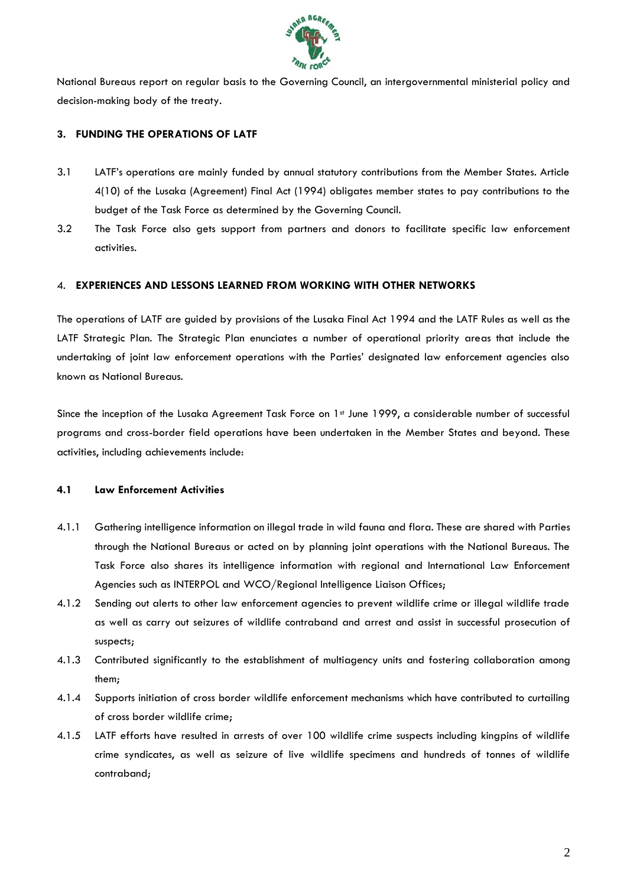National Bureaus report on regular basis to the Governing Council, an intergovernmental ministerial policy and decision-making body of the treaty.

## 3. FUNDING THE OPERATIONS OF LATF

3.1 LATF's operations are mainly funded by annual statutory contributions from the Member States. Article 4(10) of the Lusaka (Agreement) Final Act (1994) obligates member states to pay contributions to the budget of the Task Force as determined by the Governing Council.

3.2 The Task Force also gets support from partners and donors to facilitate specific law enforcement activities.

## 4. EXPERIENCES AND LESSONS LEARNED FROM WORKING WITH OTHER NETWORKS

The operations of LATF are guided by provisions of the Lusaka Final Act 1994 and the LATF Rules as well as the LATF Strategic Plan. The Strategic Plan enunciates a number of operational priority areas that include the undertaking of joint law enforcement operations with the Parties' designated law enforcement agencies also known as National Bureaus.

Since the inception of the Lusaka Agreement Task Force on 1st June 1999, a considerable number of successful programs and cross-border field operations have been undertaken in the Member States and beyond. These activities, including achievements include:

### 4.1 Law Enforcement Activities

4.1.1 Gathering intelligence information on illegal trade in wild fauna and flora. These are shared with Parties through the National Bureaus or acted on by planning joint operations with the National Bureaus. The Task Force also shares its intelligence information with regional and International Law Enforcement Agencies such as INTERPOL and WCO/Regional Intelligence Liaison Offices;

4.1.2 Sending out alerts to other law enforcement agencies to prevent wildlife crime or illegal wildlife trade as well as carry out seizures of wildlife contraband and arrest and assist in successful prosecution of suspects;

4.1.3 Contributed significantly to the establishment of multiagency units and fostering collaboration among them;

4.1.4 Supports initiation of cross border wildlife enforcement mechanisms which have contributed to curtailing of cross border wildlife crime;

4.1.5 LATF efforts have resulted in arrests of over 100 wildlife crime suspects including kingpins of wildlife crime syndicates, as well as seizure of live wildlife specimens and hundreds of tonnes of wildlife contraband;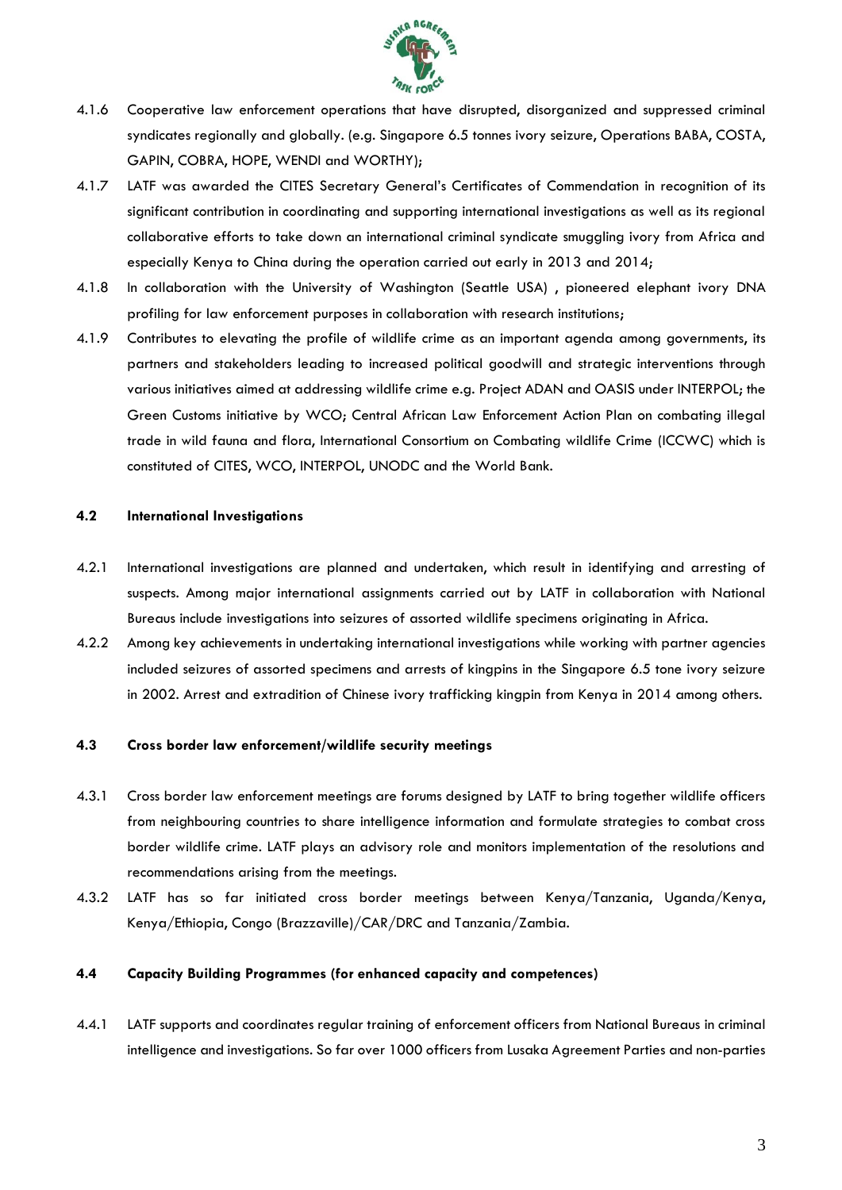4.1.6 Cooperative law enforcement operations that have disrupted, disorganized and suppressed criminal syndicates regionally and globally. (e.g. Singapore 6.5 tonnes ivory seizure, Operations BABA, COSTA, GAPIN, COBRA, HOPE, WENDI and WORTHY);

4.1.7 LATF was awarded the CITES Secretary General's Certificates of Commendation in recognition of its significant contribution in coordinating and supporting international investigations as well as its regional collaborative efforts to take down an international criminal syndicate smuggling ivory from Africa and especially Kenya to China during the operation carried out early in 2013 and 2014;

4.1.8 In collaboration with the University of Washington (Seattle USA) , pioneered elephant ivory DNA profiling for law enforcement purposes in collaboration with research institutions;

4.1.9 Contributes to elevating the profile of wildlife crime as an important agenda among governments, its partners and stakeholders leading to increased political goodwill and strategic interventions through various initiatives aimed at addressing wildlife crime e.g. Project ADAN and OASIS under INTERPOL; the Green Customs initiative by WCO; Central African Law Enforcement Action Plan on combating illegal trade in wild fauna and flora, International Consortium on Combating wildlife Crime (ICCWC) which is constituted of CITES, WCO, INTERPOL, UNODC and the World Bank.

### 4.2 International Investigations

4.2.1 International investigations are planned and undertaken, which result in identifying and arresting of suspects. Among major international assignments carried out by LATF in collaboration with National Bureaus include investigations into seizures of assorted wildlife specimens originating in Africa.

4.2.2 Among key achievements in undertaking international investigations while working with partner agencies included seizures of assorted specimens and arrests of kingpins in the Singapore 6.5 tone ivory seizure in 2002. Arrest and extradition of Chinese ivory trafficking kingpin from Kenya in 2014 among others.

### 4.3 Cross border law enforcement/wildlife security meetings

4.3.1 Cross border law enforcement meetings are forums designed by LATF to bring together wildlife officers from neighbouring countries to share intelligence information and formulate strategies to combat cross border wildlife crime. LATF plays an advisory role and monitors implementation of the resolutions and recommendations arising from the meetings.

4.3.2 LATF has so far initiated cross border meetings between Kenya/Tanzania, Uganda/Kenya, Kenya/Ethiopia, Congo (Brazzaville)/CAR/DRC and Tanzania/Zambia.

### 4.4 Capacity Building Programmes (for enhanced capacity and competences)

4.4.1 LATF supports and coordinates regular training of enforcement officers from National Bureaus in criminal intelligence and investigations. So far over 1000 officers from Lusaka Agreement Parties and non-parties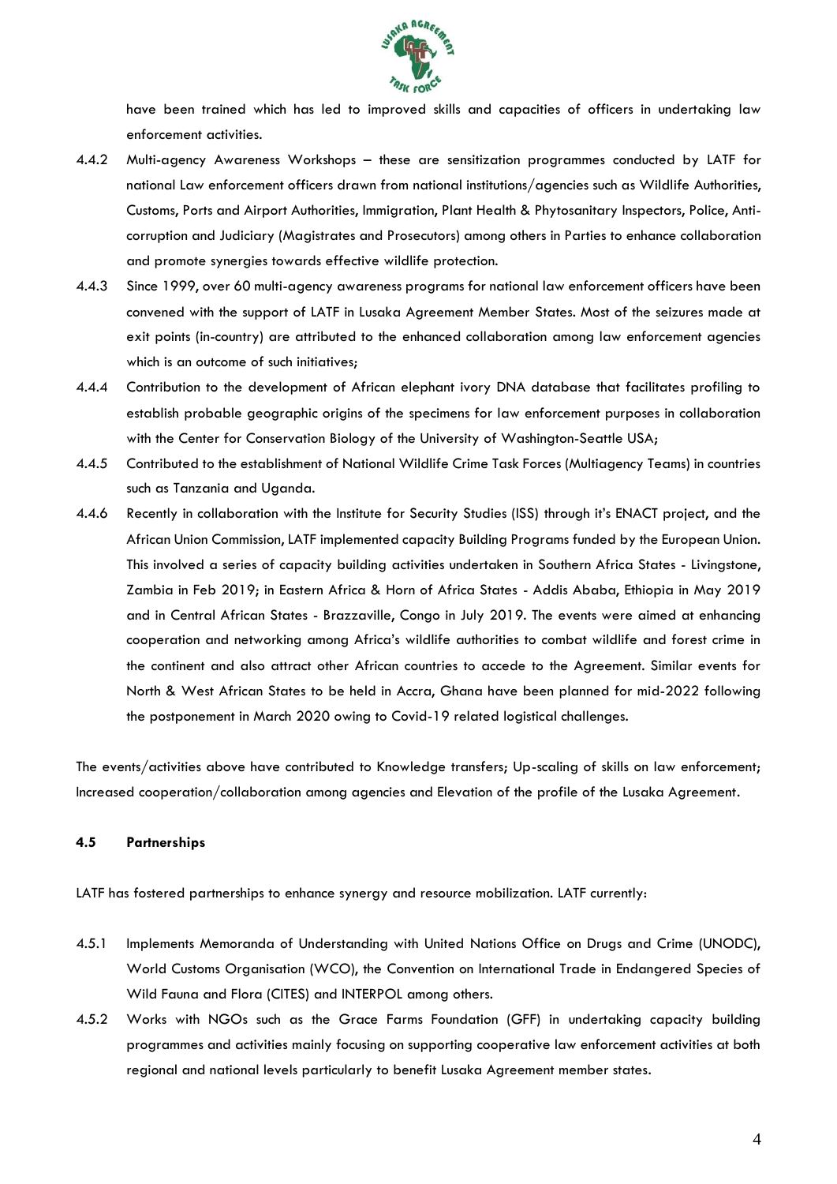have been trained which has led to improved skills and capacities of officers in undertaking law enforcement activities.

4.4.2 Multi-agency Awareness Workshops – these are sensitization programmes conducted by LATF for national Law enforcement officers drawn from national institutions/agencies such as Wildlife Authorities, Customs, Ports and Airport Authorities, Immigration, Plant Health & Phytosanitary Inspectors, Police, Anti-corruption and Judiciary (Magistrates and Prosecutors) among others in Parties to enhance collaboration and promote synergies towards effective wildlife protection.

4.4.3 Since 1999, over 60 multi-agency awareness programs for national law enforcement officers have been convened with the support of LATF in Lusaka Agreement Member States. Most of the seizures made at exit points (in-country) are attributed to the enhanced collaboration among law enforcement agencies which is an outcome of such initiatives;

4.4.4 Contribution to the development of African elephant ivory DNA database that facilitates profiling to establish probable geographic origins of the specimens for law enforcement purposes in collaboration with the Center for Conservation Biology of the University of Washington-Seattle USA;

4.4.5 Contributed to the establishment of National Wildlife Crime Task Forces (Multiagency Teams) in countries such as Tanzania and Uganda.

4.4.6 Recently in collaboration with the Institute for Security Studies (ISS) through it's ENACT project, and the African Union Commission, LATF implemented capacity Building Programs funded by the European Union. This involved a series of capacity building activities undertaken in Southern Africa States - Livingstone, Zambia in Feb 2019; in Eastern Africa & Horn of Africa States - Addis Ababa, Ethiopia in May 2019 and in Central African States - Brazzaville, Congo in July 2019. The events were aimed at enhancing cooperation and networking among Africa's wildlife authorities to combat wildlife and forest crime in the continent and also attract other African countries to accede to the Agreement. Similar events for North & West African States to be held in Accra, Ghana have been planned for mid-2022 following the postponement in March 2020 owing to Covid-19 related logistical challenges.

The events/activities above have contributed to Knowledge transfers; Up-scaling of skills on law enforcement; Increased cooperation/collaboration among agencies and Elevation of the profile of the Lusaka Agreement.

### 4.5 Partnerships

LATF has fostered partnerships to enhance synergy and resource mobilization. LATF currently:

4.5.1 Implements Memoranda of Understanding with United Nations Office on Drugs and Crime (UNODC), World Customs Organisation (WCO), the Convention on International Trade in Endangered Species of Wild Fauna and Flora (CITES) and INTERPOL among others.

4.5.2 Works with NGOs such as the Grace Farms Foundation (GFF) in undertaking capacity building programmes and activities mainly focusing on supporting cooperative law enforcement activities at both regional and national levels particularly to benefit Lusaka Agreement member states.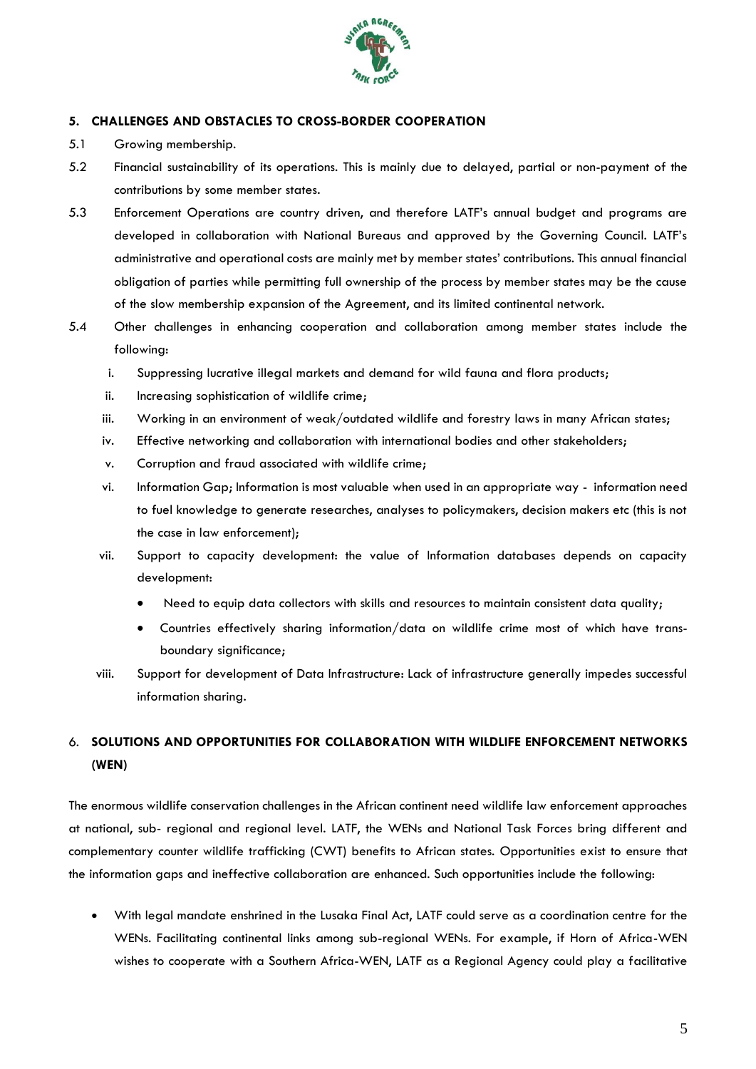## 5. CHALLENGES AND OBSTACLES TO CROSS-BORDER COOPERATION

5.1 Growing membership.

5.2 Financial sustainability of its operations. This is mainly due to delayed, partial or non-payment of the contributions by some member states.

5.3 Enforcement Operations are country driven, and therefore LATF's annual budget and programs are developed in collaboration with National Bureaus and approved by the Governing Council. LATF's administrative and operational costs are mainly met by member states' contributions. This annual financial obligation of parties while permitting full ownership of the process by member states may be the cause of the slow membership expansion of the Agreement, and its limited continental network.

5.4 Other challenges in enhancing cooperation and collaboration among member states include the following:

i. Suppressing lucrative illegal markets and demand for wild fauna and flora products;

ii. Increasing sophistication of wildlife crime;

iii. Working in an environment of weak/outdated wildlife and forestry laws in many African states;

iv. Effective networking and collaboration with international bodies and other stakeholders;

v. Corruption and fraud associated with wildlife crime;

vi. Information Gap; Information is most valuable when used in an appropriate way - information need to fuel knowledge to generate researches, analyses to policymakers, decision makers etc (this is not the case in law enforcement);

vii. Support to capacity development: the value of Information databases depends on capacity development:

- Need to equip data collectors with skills and resources to maintain consistent data quality;
- Countries effectively sharing information/data on wildlife crime most of which have trans-boundary significance;

viii. Support for development of Data Infrastructure: Lack of infrastructure generally impedes successful information sharing.

## 6. SOLUTIONS AND OPPORTUNITIES FOR COLLABORATION WITH WILDLIFE ENFORCEMENT NETWORKS (WEN)

The enormous wildlife conservation challenges in the African continent need wildlife law enforcement approaches at national, sub- regional and regional level. LATF, the WENs and National Task Forces bring different and complementary counter wildlife trafficking (CWT) benefits to African states. Opportunities exist to ensure that the information gaps and ineffective collaboration are enhanced. Such opportunities include the following:

- With legal mandate enshrined in the Lusaka Final Act, LATF could serve as a coordination centre for the WENs. Facilitating continental links among sub-regional WENs. For example, if Horn of Africa-WEN wishes to cooperate with a Southern Africa-WEN, LATF as a Regional Agency could play a facilitative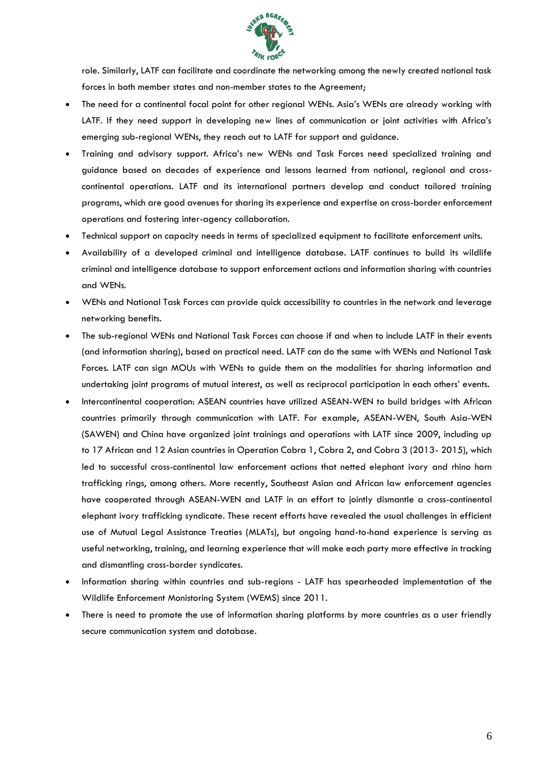role. Similarly, LATF can facilitate and coordinate the networking among the newly created national task forces in both member states and non-member states to the Agreement;

- The need for a continental focal point for other regional WENs. Asia's WENs are already working with LATF. If they need support in developing new lines of communication or joint activities with Africa's emerging sub-regional WENs, they reach out to LATF for support and guidance.
- Training and advisory support. Africa's new WENs and Task Forces need specialized training and guidance based on decades of experience and lessons learned from national, regional and cross-continental operations. LATF and its international partners develop and conduct tailored training programs, which are good avenues for sharing its experience and expertise on cross-border enforcement operations and fostering inter-agency collaboration.
- Technical support on capacity needs in terms of specialized equipment to facilitate enforcement units.
- Availability of a developed criminal and intelligence database. LATF continues to build its wildlife criminal and intelligence database to support enforcement actions and information sharing with countries and WENs.
- WENs and National Task Forces can provide quick accessibility to countries in the network and leverage networking benefits.
- The sub-regional WENs and National Task Forces can choose if and when to include LATF in their events (and information sharing), based on practical need. LATF can do the same with WENs and National Task Forces. LATF can sign MOUs with WENs to guide them on the modalities for sharing information and undertaking joint programs of mutual interest, as well as reciprocal participation in each others' events.
- Intercontinental cooperation: ASEAN countries have utilized ASEAN-WEN to build bridges with African countries primarily through communication with LATF. For example, ASEAN-WEN, South Asia-WEN (SAWEN) and China have organized joint trainings and operations with LATF since 2009, including up to 17 African and 12 Asian countries in Operation Cobra 1, Cobra 2, and Cobra 3 (2013- 2015), which led to successful cross-continental law enforcement actions that netted elephant ivory and rhino horn trafficking rings, among others. More recently, Southeast Asian and African law enforcement agencies have cooperated through ASEAN-WEN and LATF in an effort to jointly dismantle a cross-continental elephant ivory trafficking syndicate. These recent efforts have revealed the usual challenges in efficient use of Mutual Legal Assistance Treaties (MLATs), but ongoing hand-to-hand experience is serving as useful networking, training, and learning experience that will make each party more effective in tracking and dismantling cross-border syndicates.
- Information sharing within countries and sub-regions - LATF has spearheaded implementation of the Wildlife Enforcement Monistoring System (WEMS) since 2011.
- There is need to promote the use of information sharing platforms by more countries as a user friendly secure communication system and database.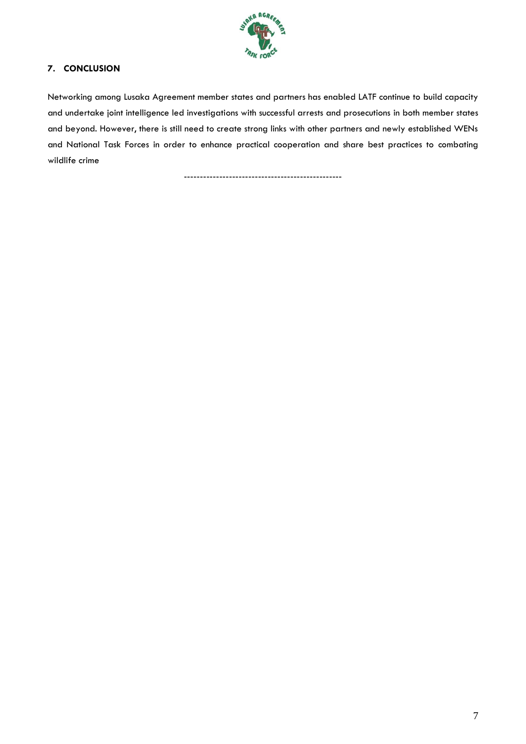## 7. CONCLUSION

Networking among Lusaka Agreement member states and partners has enabled LATF continue to build capacity and undertake joint intelligence led investigations with successful arrests and prosecutions in both member states and beyond. However, there is still need to create strong links with other partners and newly established WENs and National Task Forces in order to enhance practical cooperation and share best practices to combating wildlife crime

------------------------------------------------